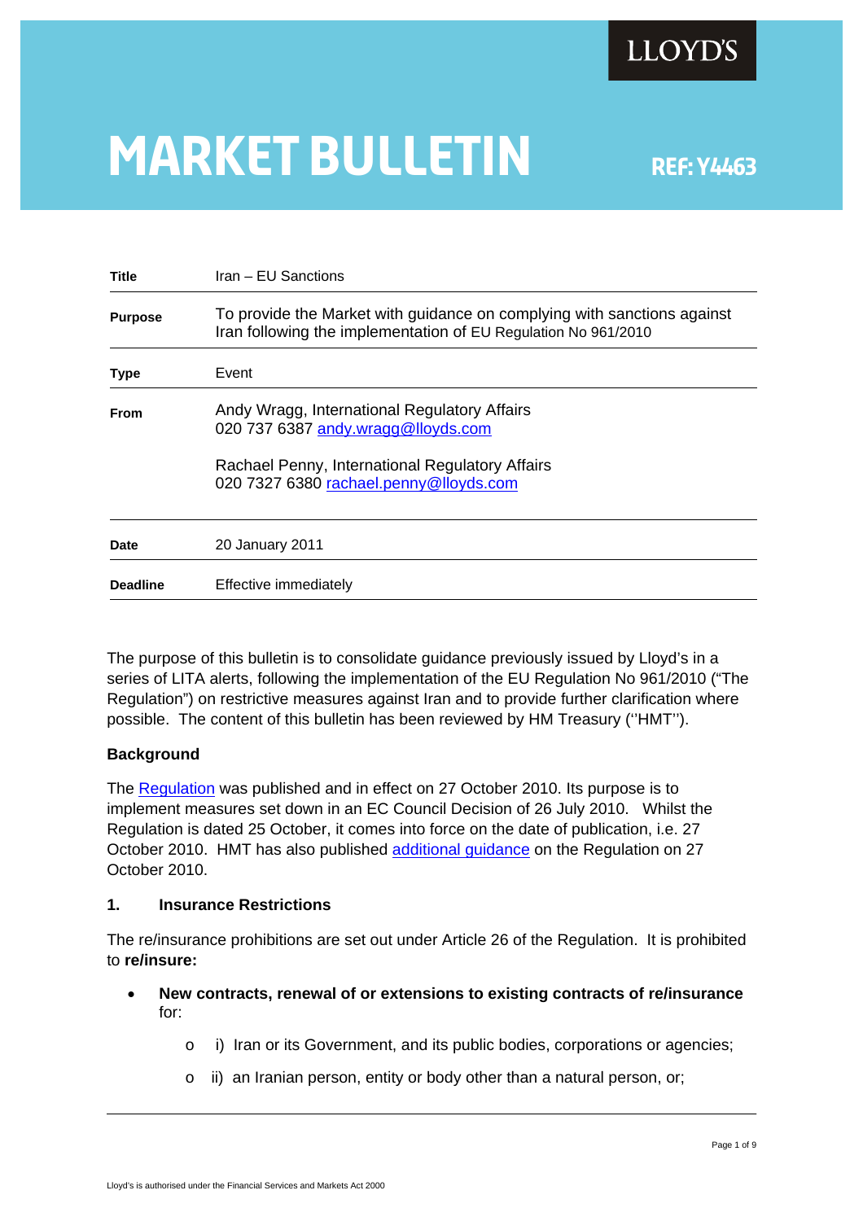LLOYD'S

# MARKET BULLETIN

REF: Y4463

| | |
|---|---|
| **Title** | Iran – EU Sanctions |
| **Purpose** | To provide the Market with guidance on complying with sanctions against Iran following the implementation of EU Regulation No 961/2010 |
| **Type** | Event |
| **From** | Andy Wragg, International Regulatory Affairs<br>020 737 6387 andy.wragg@lloyds.com<br><br>Rachael Penny, International Regulatory Affairs<br>020 7327 6380 rachael.penny@lloyds.com |
| **Date** | 20 January 2011 |
| **Deadline** | Effective immediately |

The purpose of this bulletin is to consolidate guidance previously issued by Lloyd's in a series of LITA alerts, following the implementation of the EU Regulation No 961/2010 ("The Regulation") on restrictive measures against Iran and to provide further clarification where possible. The content of this bulletin has been reviewed by HM Treasury (''HMT'').

**Background**

The Regulation was published and in effect on 27 October 2010. Its purpose is to implement measures set down in an EC Council Decision of 26 July 2010. Whilst the Regulation is dated 25 October, it comes into force on the date of publication, i.e. 27 October 2010. HMT has also published additional guidance on the Regulation on 27 October 2010.

### 1. Insurance Restrictions

The re/insurance prohibitions are set out under Article 26 of the Regulation. It is prohibited to **re/insure:**

- **New contracts, renewal of or extensions to existing contracts of re/insurance** for:
  - i) Iran or its Government, and its public bodies, corporations or agencies;
  - ii) an Iranian person, entity or body other than a natural person, or;

Lloyd's is authorised under the Financial Services and Markets Act 2000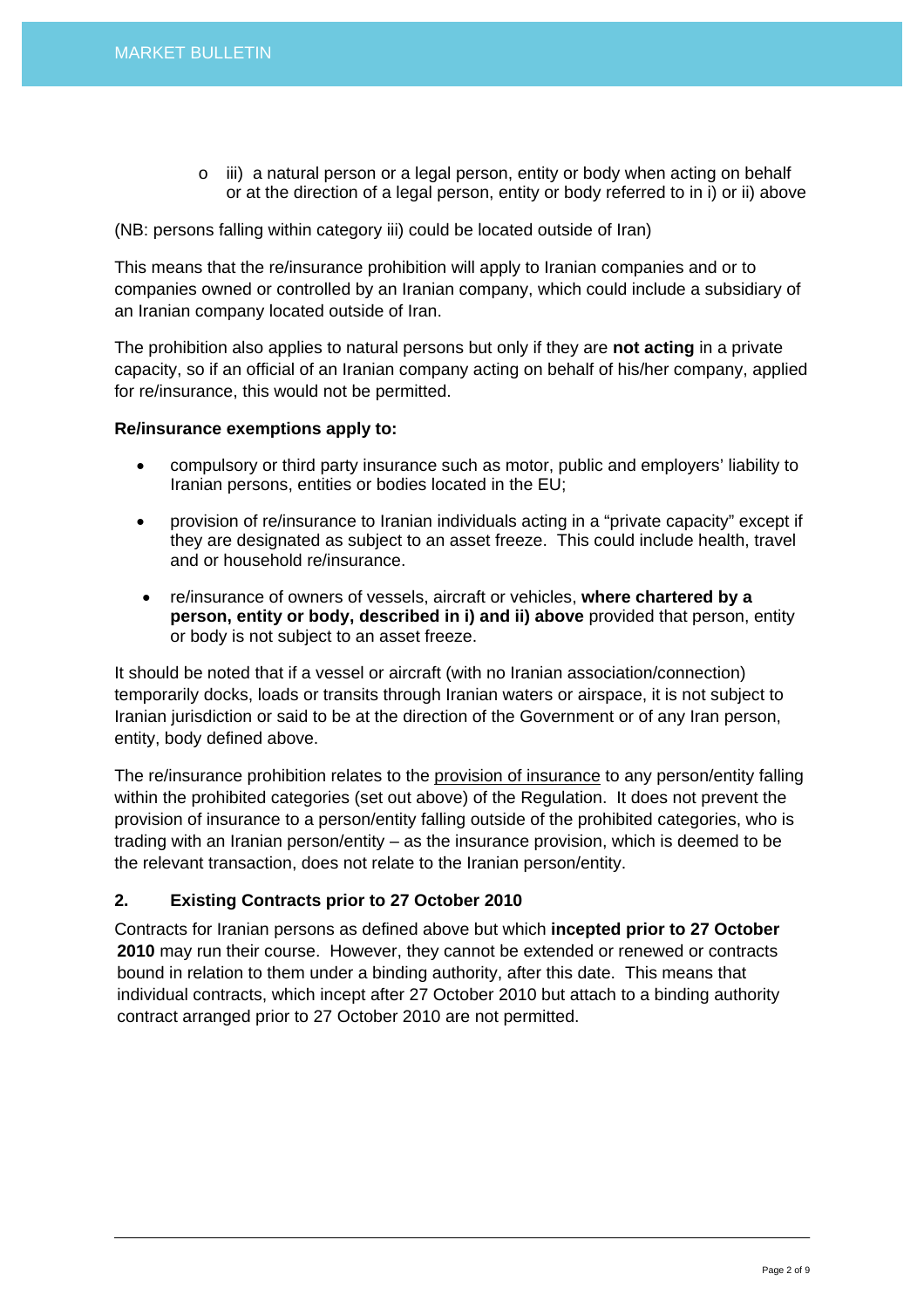- iii) a natural person or a legal person, entity or body when acting on behalf or at the direction of a legal person, entity or body referred to in i) or ii) above

(NB: persons falling within category iii) could be located outside of Iran)

This means that the re/insurance prohibition will apply to Iranian companies and or to companies owned or controlled by an Iranian company, which could include a subsidiary of an Iranian company located outside of Iran.

The prohibition also applies to natural persons but only if they are **not acting** in a private capacity, so if an official of an Iranian company acting on behalf of his/her company, applied for re/insurance, this would not be permitted.

**Re/insurance exemptions apply to:**

- compulsory or third party insurance such as motor, public and employers' liability to Iranian persons, entities or bodies located in the EU;
- provision of re/insurance to Iranian individuals acting in a "private capacity" except if they are designated as subject to an asset freeze. This could include health, travel and or household re/insurance.
- re/insurance of owners of vessels, aircraft or vehicles, **where chartered by a person, entity or body, described in i) and ii) above** provided that person, entity or body is not subject to an asset freeze.

It should be noted that if a vessel or aircraft (with no Iranian association/connection) temporarily docks, loads or transits through Iranian waters or airspace, it is not subject to Iranian jurisdiction or said to be at the direction of the Government or of any Iran person, entity, body defined above.

The re/insurance prohibition relates to the provision of insurance to any person/entity falling within the prohibited categories (set out above) of the Regulation. It does not prevent the provision of insurance to a person/entity falling outside of the prohibited categories, who is trading with an Iranian person/entity – as the insurance provision, which is deemed to be the relevant transaction, does not relate to the Iranian person/entity.

## 2. Existing Contracts prior to 27 October 2010

Contracts for Iranian persons as defined above but which **incepted prior to 27 October 2010** may run their course. However, they cannot be extended or renewed or contracts bound in relation to them under a binding authority, after this date. This means that individual contracts, which incept after 27 October 2010 but attach to a binding authority contract arranged prior to 27 October 2010 are not permitted.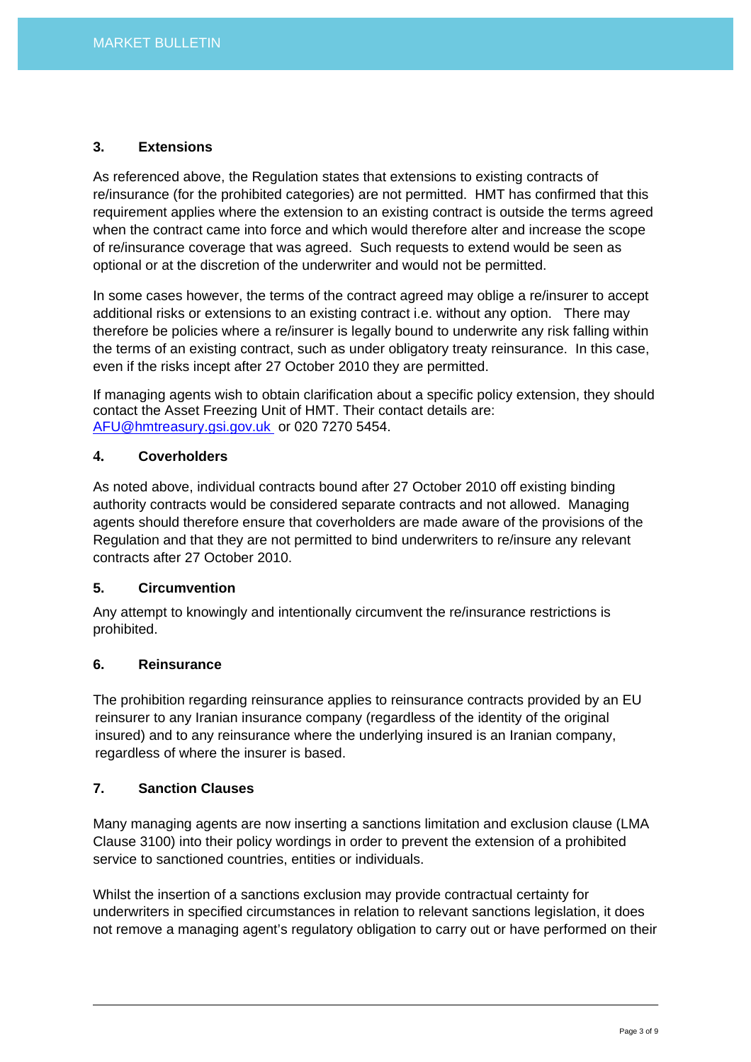### 3. Extensions

As referenced above, the Regulation states that extensions to existing contracts of re/insurance (for the prohibited categories) are not permitted. HMT has confirmed that this requirement applies where the extension to an existing contract is outside the terms agreed when the contract came into force and which would therefore alter and increase the scope of re/insurance coverage that was agreed. Such requests to extend would be seen as optional or at the discretion of the underwriter and would not be permitted.

In some cases however, the terms of the contract agreed may oblige a re/insurer to accept additional risks or extensions to an existing contract i.e. without any option. There may therefore be policies where a re/insurer is legally bound to underwrite any risk falling within the terms of an existing contract, such as under obligatory treaty reinsurance. In this case, even if the risks incept after 27 October 2010 they are permitted.

If managing agents wish to obtain clarification about a specific policy extension, they should contact the Asset Freezing Unit of HMT. Their contact details are: AFU@hmtreasury.gsi.gov.uk or 020 7270 5454.

### 4. Coverholders

As noted above, individual contracts bound after 27 October 2010 off existing binding authority contracts would be considered separate contracts and not allowed. Managing agents should therefore ensure that coverholders are made aware of the provisions of the Regulation and that they are not permitted to bind underwriters to re/insure any relevant contracts after 27 October 2010.

### 5. Circumvention

Any attempt to knowingly and intentionally circumvent the re/insurance restrictions is prohibited.

### 6. Reinsurance

The prohibition regarding reinsurance applies to reinsurance contracts provided by an EU reinsurer to any Iranian insurance company (regardless of the identity of the original insured) and to any reinsurance where the underlying insured is an Iranian company, regardless of where the insurer is based.

### 7. Sanction Clauses

Many managing agents are now inserting a sanctions limitation and exclusion clause (LMA Clause 3100) into their policy wordings in order to prevent the extension of a prohibited service to sanctioned countries, entities or individuals.

Whilst the insertion of a sanctions exclusion may provide contractual certainty for underwriters in specified circumstances in relation to relevant sanctions legislation, it does not remove a managing agent's regulatory obligation to carry out or have performed on their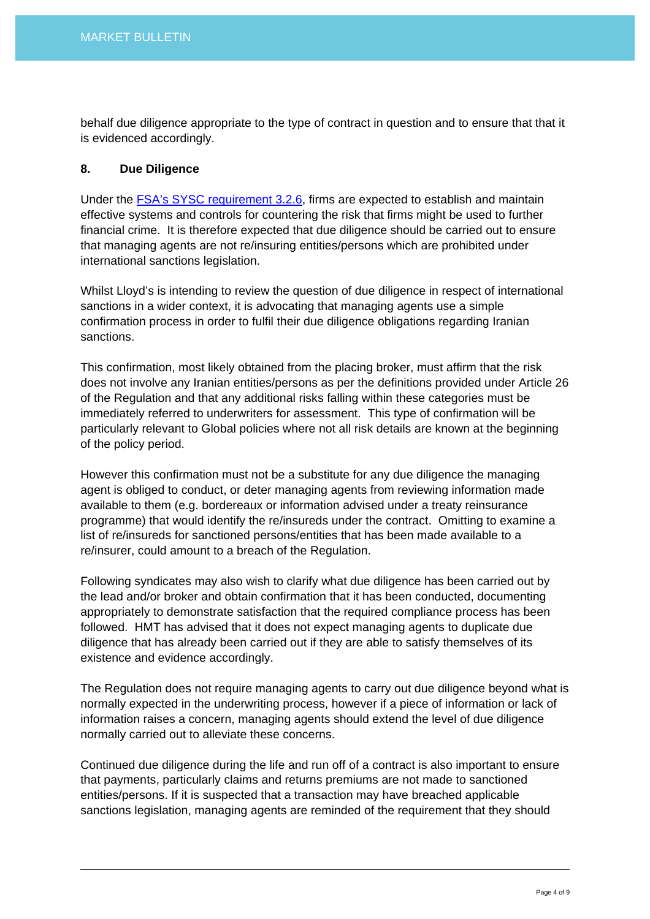behalf due diligence appropriate to the type of contract in question and to ensure that that it is evidenced accordingly.

## 8. Due Diligence

Under the [FSA's SYSC requirement 3.2.6](), firms are expected to establish and maintain effective systems and controls for countering the risk that firms might be used to further financial crime. It is therefore expected that due diligence should be carried out to ensure that managing agents are not re/insuring entities/persons which are prohibited under international sanctions legislation.

Whilst Lloyd's is intending to review the question of due diligence in respect of international sanctions in a wider context, it is advocating that managing agents use a simple confirmation process in order to fulfil their due diligence obligations regarding Iranian sanctions.

This confirmation, most likely obtained from the placing broker, must affirm that the risk does not involve any Iranian entities/persons as per the definitions provided under Article 26 of the Regulation and that any additional risks falling within these categories must be immediately referred to underwriters for assessment. This type of confirmation will be particularly relevant to Global policies where not all risk details are known at the beginning of the policy period.

However this confirmation must not be a substitute for any due diligence the managing agent is obliged to conduct, or deter managing agents from reviewing information made available to them (e.g. bordereaux or information advised under a treaty reinsurance programme) that would identify the re/insureds under the contract. Omitting to examine a list of re/insureds for sanctioned persons/entities that has been made available to a re/insurer, could amount to a breach of the Regulation.

Following syndicates may also wish to clarify what due diligence has been carried out by the lead and/or broker and obtain confirmation that it has been conducted, documenting appropriately to demonstrate satisfaction that the required compliance process has been followed. HMT has advised that it does not expect managing agents to duplicate due diligence that has already been carried out if they are able to satisfy themselves of its existence and evidence accordingly.

The Regulation does not require managing agents to carry out due diligence beyond what is normally expected in the underwriting process, however if a piece of information or lack of information raises a concern, managing agents should extend the level of due diligence normally carried out to alleviate these concerns.

Continued due diligence during the life and run off of a contract is also important to ensure that payments, particularly claims and returns premiums are not made to sanctioned entities/persons. If it is suspected that a transaction may have breached applicable sanctions legislation, managing agents are reminded of the requirement that they should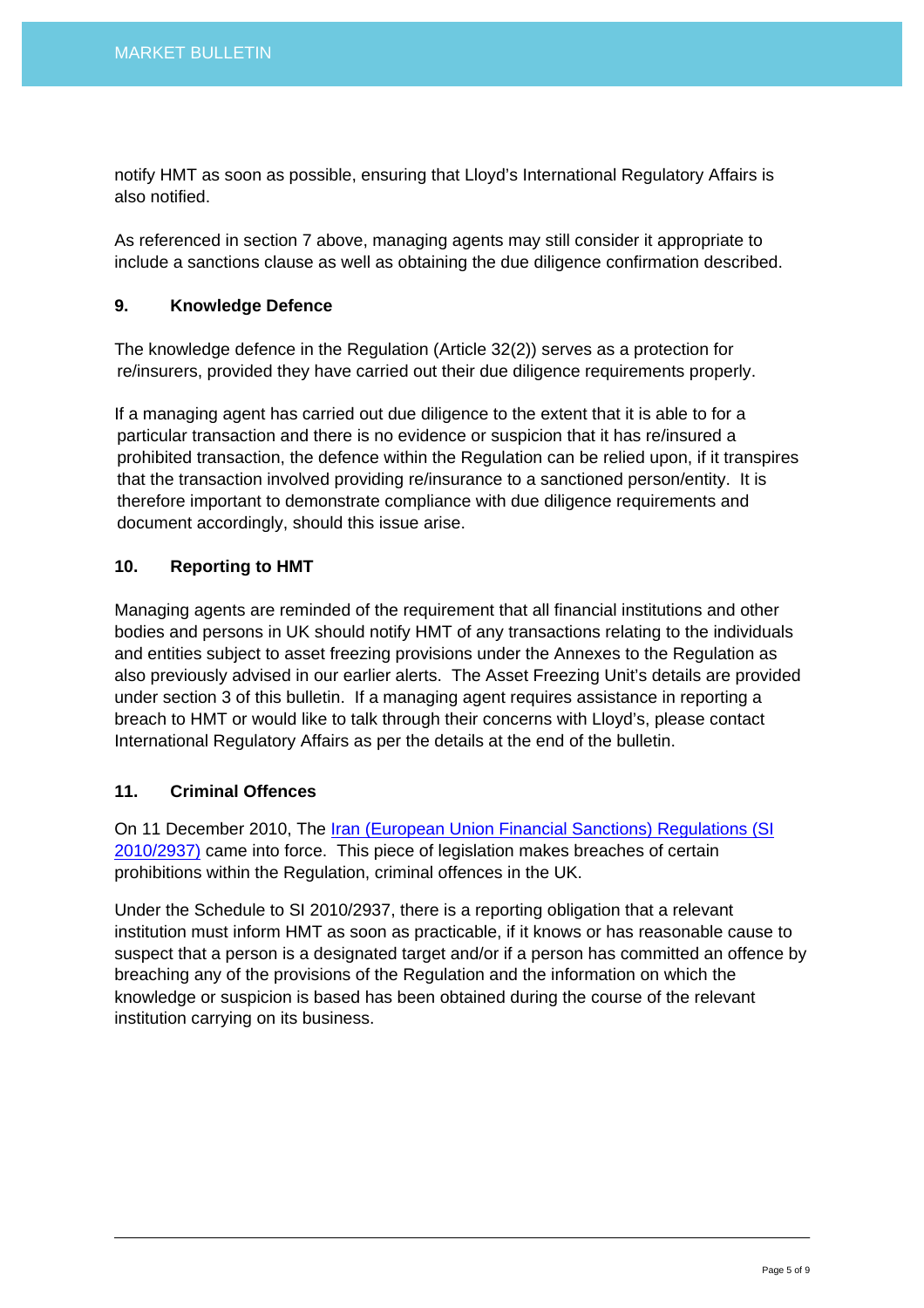notify HMT as soon as possible, ensuring that Lloyd's International Regulatory Affairs is also notified.

As referenced in section 7 above, managing agents may still consider it appropriate to include a sanctions clause as well as obtaining the due diligence confirmation described.

### 9. Knowledge Defence

The knowledge defence in the Regulation (Article 32(2)) serves as a protection for re/insurers, provided they have carried out their due diligence requirements properly.

If a managing agent has carried out due diligence to the extent that it is able to for a particular transaction and there is no evidence or suspicion that it has re/insured a prohibited transaction, the defence within the Regulation can be relied upon, if it transpires that the transaction involved providing re/insurance to a sanctioned person/entity. It is therefore important to demonstrate compliance with due diligence requirements and document accordingly, should this issue arise.

### 10. Reporting to HMT

Managing agents are reminded of the requirement that all financial institutions and other bodies and persons in UK should notify HMT of any transactions relating to the individuals and entities subject to asset freezing provisions under the Annexes to the Regulation as also previously advised in our earlier alerts. The Asset Freezing Unit's details are provided under section 3 of this bulletin. If a managing agent requires assistance in reporting a breach to HMT or would like to talk through their concerns with Lloyd's, please contact International Regulatory Affairs as per the details at the end of the bulletin.

### 11. Criminal Offences

On 11 December 2010, The Iran (European Union Financial Sanctions) Regulations (SI 2010/2937) came into force. This piece of legislation makes breaches of certain prohibitions within the Regulation, criminal offences in the UK.

Under the Schedule to SI 2010/2937, there is a reporting obligation that a relevant institution must inform HMT as soon as practicable, if it knows or has reasonable cause to suspect that a person is a designated target and/or if a person has committed an offence by breaching any of the provisions of the Regulation and the information on which the knowledge or suspicion is based has been obtained during the course of the relevant institution carrying on its business.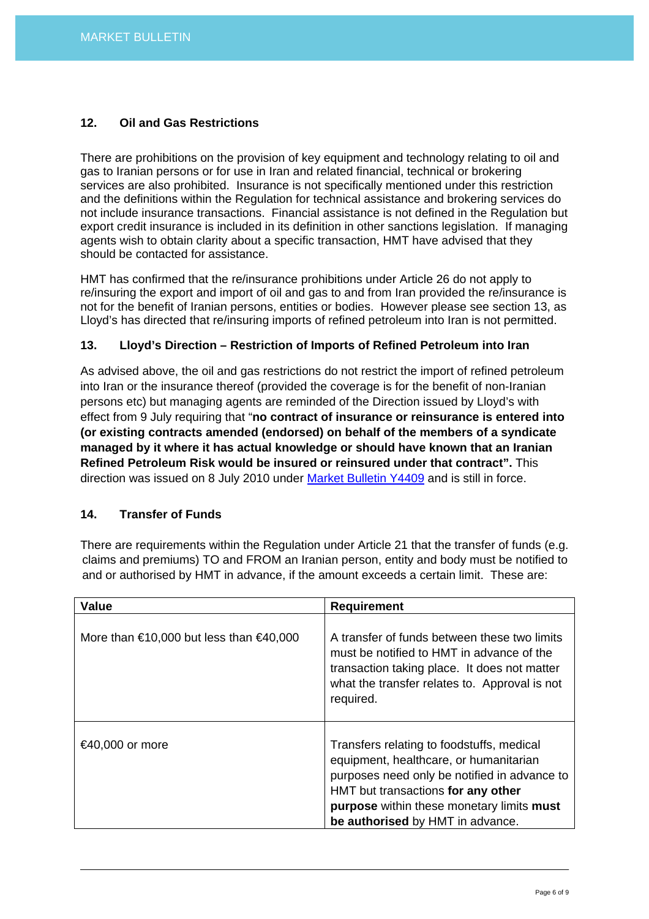## 12. Oil and Gas Restrictions

There are prohibitions on the provision of key equipment and technology relating to oil and gas to Iranian persons or for use in Iran and related financial, technical or brokering services are also prohibited. Insurance is not specifically mentioned under this restriction and the definitions within the Regulation for technical assistance and brokering services do not include insurance transactions. Financial assistance is not defined in the Regulation but export credit insurance is included in its definition in other sanctions legislation. If managing agents wish to obtain clarity about a specific transaction, HMT have advised that they should be contacted for assistance.

HMT has confirmed that the re/insurance prohibitions under Article 26 do not apply to re/insuring the export and import of oil and gas to and from Iran provided the re/insurance is not for the benefit of Iranian persons, entities or bodies. However please see section 13, as Lloyd's has directed that re/insuring imports of refined petroleum into Iran is not permitted.

## 13. Lloyd's Direction – Restriction of Imports of Refined Petroleum into Iran

As advised above, the oil and gas restrictions do not restrict the import of refined petroleum into Iran or the insurance thereof (provided the coverage is for the benefit of non-Iranian persons etc) but managing agents are reminded of the Direction issued by Lloyd's with effect from 9 July requiring that "**no contract of insurance or reinsurance is entered into (or existing contracts amended (endorsed) on behalf of the members of a syndicate managed by it where it has actual knowledge or should have known that an Iranian Refined Petroleum Risk would be insured or reinsured under that contract".** This direction was issued on 8 July 2010 under Market Bulletin Y4409 and is still in force.

## 14. Transfer of Funds

There are requirements within the Regulation under Article 21 that the transfer of funds (e.g. claims and premiums) TO and FROM an Iranian person, entity and body must be notified to and or authorised by HMT in advance, if the amount exceeds a certain limit. These are:

| Value | Requirement |
|---|---|
| More than €10,000 but less than €40,000 | A transfer of funds between these two limits must be notified to HMT in advance of the transaction taking place. It does not matter what the transfer relates to. Approval is not required. |
| €40,000 or more | Transfers relating to foodstuffs, medical equipment, healthcare, or humanitarian purposes need only be notified in advance to HMT but transactions **for any other purpose** within these monetary limits **must be authorised** by HMT in advance. |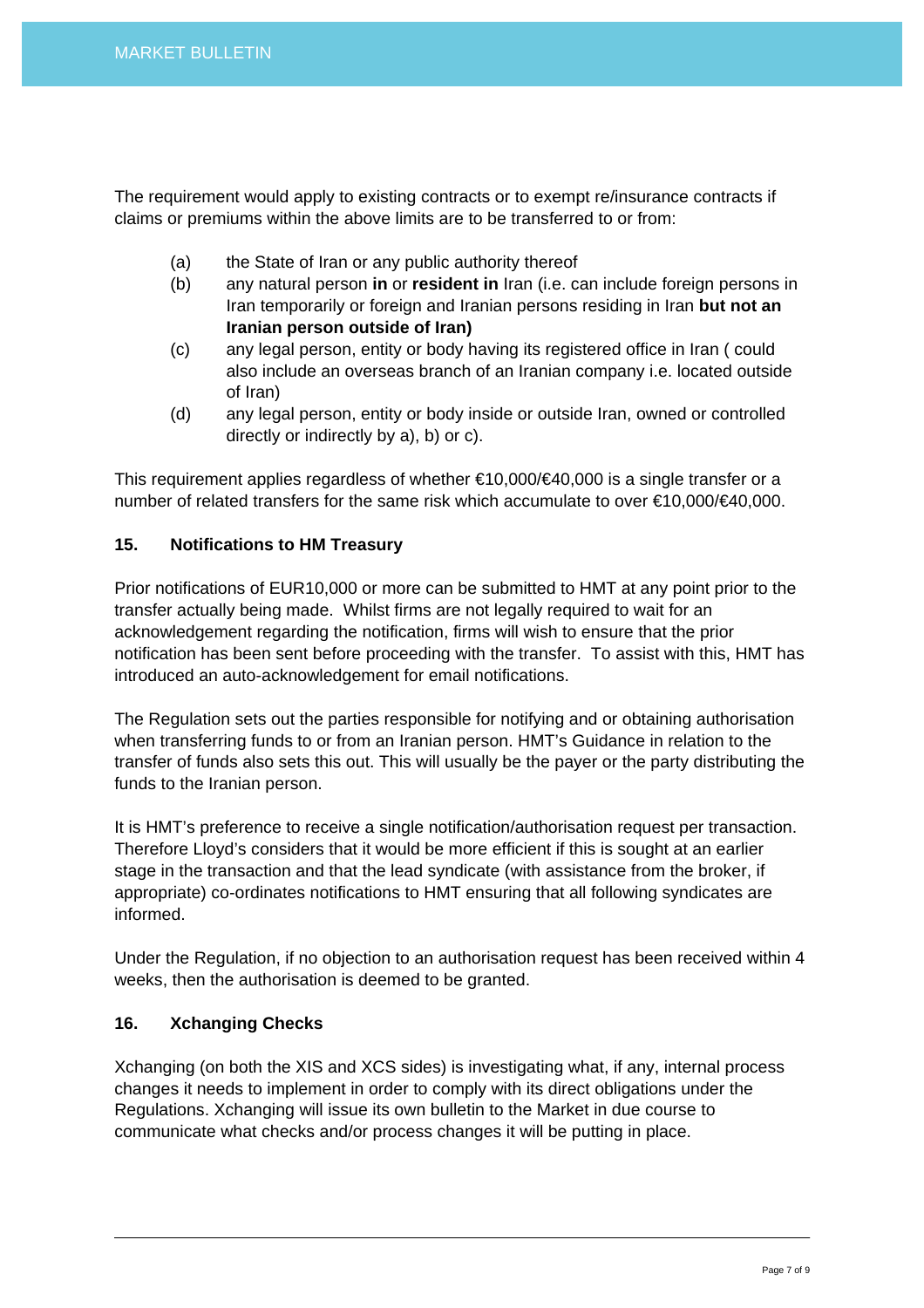The requirement would apply to existing contracts or to exempt re/insurance contracts if claims or premiums within the above limits are to be transferred to or from:

(a) the State of Iran or any public authority thereof
(b) any natural person **in** or **resident in** Iran (i.e. can include foreign persons in Iran temporarily or foreign and Iranian persons residing in Iran **but not an Iranian person outside of Iran)**
(c) any legal person, entity or body having its registered office in Iran ( could also include an overseas branch of an Iranian company i.e. located outside of Iran)
(d) any legal person, entity or body inside or outside Iran, owned or controlled directly or indirectly by a), b) or c).

This requirement applies regardless of whether €10,000/€40,000 is a single transfer or a number of related transfers for the same risk which accumulate to over €10,000/€40,000.

## 15. Notifications to HM Treasury

Prior notifications of EUR10,000 or more can be submitted to HMT at any point prior to the transfer actually being made. Whilst firms are not legally required to wait for an acknowledgement regarding the notification, firms will wish to ensure that the prior notification has been sent before proceeding with the transfer. To assist with this, HMT has introduced an auto-acknowledgement for email notifications.

The Regulation sets out the parties responsible for notifying and or obtaining authorisation when transferring funds to or from an Iranian person. HMT's Guidance in relation to the transfer of funds also sets this out. This will usually be the payer or the party distributing the funds to the Iranian person.

It is HMT's preference to receive a single notification/authorisation request per transaction. Therefore Lloyd's considers that it would be more efficient if this is sought at an earlier stage in the transaction and that the lead syndicate (with assistance from the broker, if appropriate) co-ordinates notifications to HMT ensuring that all following syndicates are informed.

Under the Regulation, if no objection to an authorisation request has been received within 4 weeks, then the authorisation is deemed to be granted.

## 16. Xchanging Checks

Xchanging (on both the XIS and XCS sides) is investigating what, if any, internal process changes it needs to implement in order to comply with its direct obligations under the Regulations. Xchanging will issue its own bulletin to the Market in due course to communicate what checks and/or process changes it will be putting in place.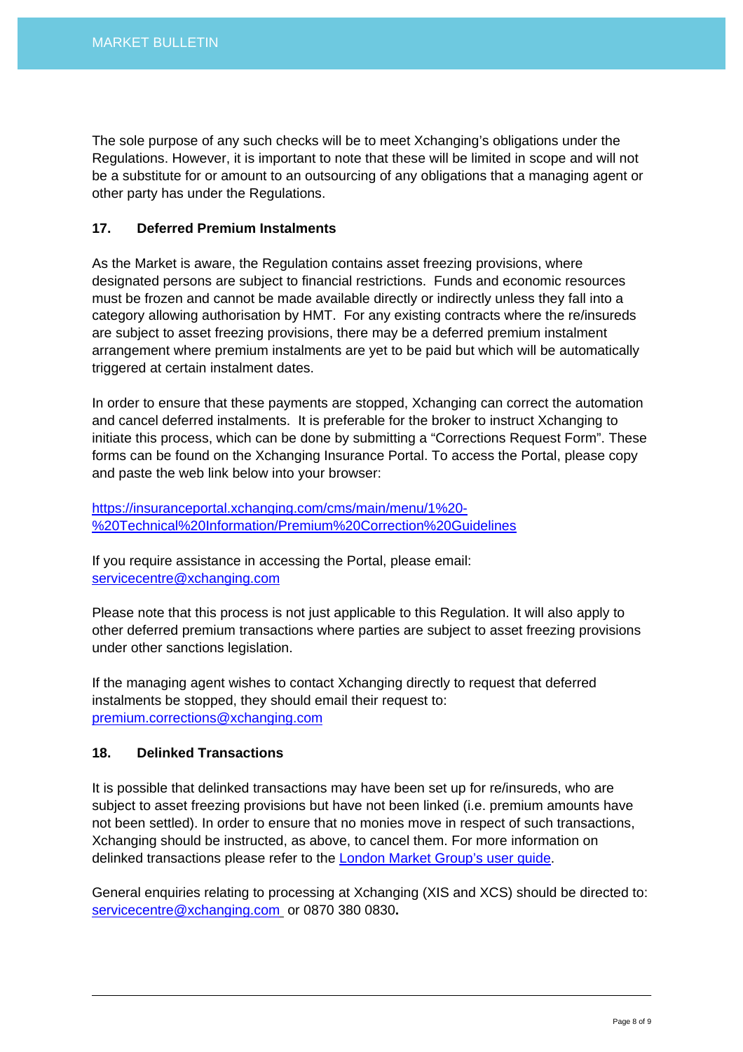The sole purpose of any such checks will be to meet Xchanging's obligations under the Regulations. However, it is important to note that these will be limited in scope and will not be a substitute for or amount to an outsourcing of any obligations that a managing agent or other party has under the Regulations.

### 17. Deferred Premium Instalments

As the Market is aware, the Regulation contains asset freezing provisions, where designated persons are subject to financial restrictions. Funds and economic resources must be frozen and cannot be made available directly or indirectly unless they fall into a category allowing authorisation by HMT. For any existing contracts where the re/insureds are subject to asset freezing provisions, there may be a deferred premium instalment arrangement where premium instalments are yet to be paid but which will be automatically triggered at certain instalment dates.

In order to ensure that these payments are stopped, Xchanging can correct the automation and cancel deferred instalments. It is preferable for the broker to instruct Xchanging to initiate this process, which can be done by submitting a "Corrections Request Form". These forms can be found on the Xchanging Insurance Portal. To access the Portal, please copy and paste the web link below into your browser:

https://insuranceportal.xchanging.com/cms/main/menu/1%20-%20Technical%20Information/Premium%20Correction%20Guidelines

If you require assistance in accessing the Portal, please email: servicecentre@xchanging.com

Please note that this process is not just applicable to this Regulation. It will also apply to other deferred premium transactions where parties are subject to asset freezing provisions under other sanctions legislation.

If the managing agent wishes to contact Xchanging directly to request that deferred instalments be stopped, they should email their request to: premium.corrections@xchanging.com

### 18. Delinked Transactions

It is possible that delinked transactions may have been set up for re/insureds, who are subject to asset freezing provisions but have not been linked (i.e. premium amounts have not been settled). In order to ensure that no monies move in respect of such transactions, Xchanging should be instructed, as above, to cancel them. For more information on delinked transactions please refer to the London Market Group's user guide.

General enquiries relating to processing at Xchanging (XIS and XCS) should be directed to: servicecentre@xchanging.com or 0870 380 0830.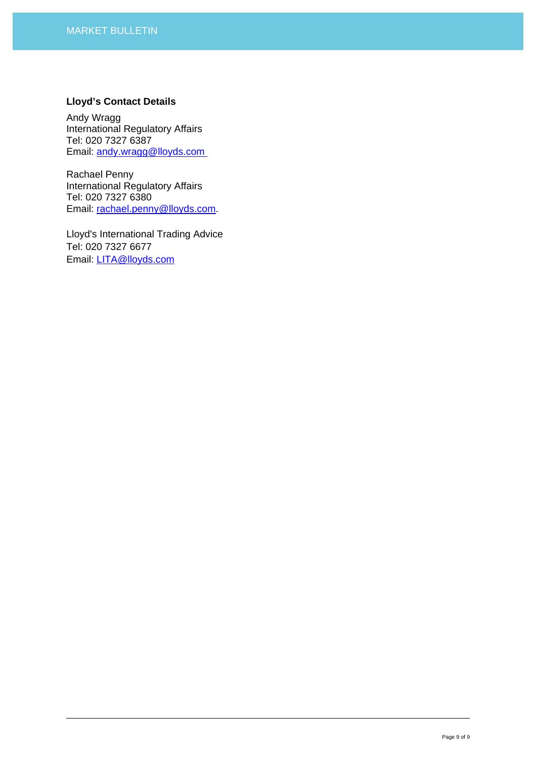**Lloyd's Contact Details**

Andy Wragg  
International Regulatory Affairs  
Tel: 020 7327 6387  
Email: andy.wragg@lloyds.com

Rachael Penny  
International Regulatory Affairs  
Tel: 020 7327 6380  
Email: rachael.penny@lloyds.com.

Lloyd's International Trading Advice  
Tel: 020 7327 6677  
Email: LITA@lloyds.com